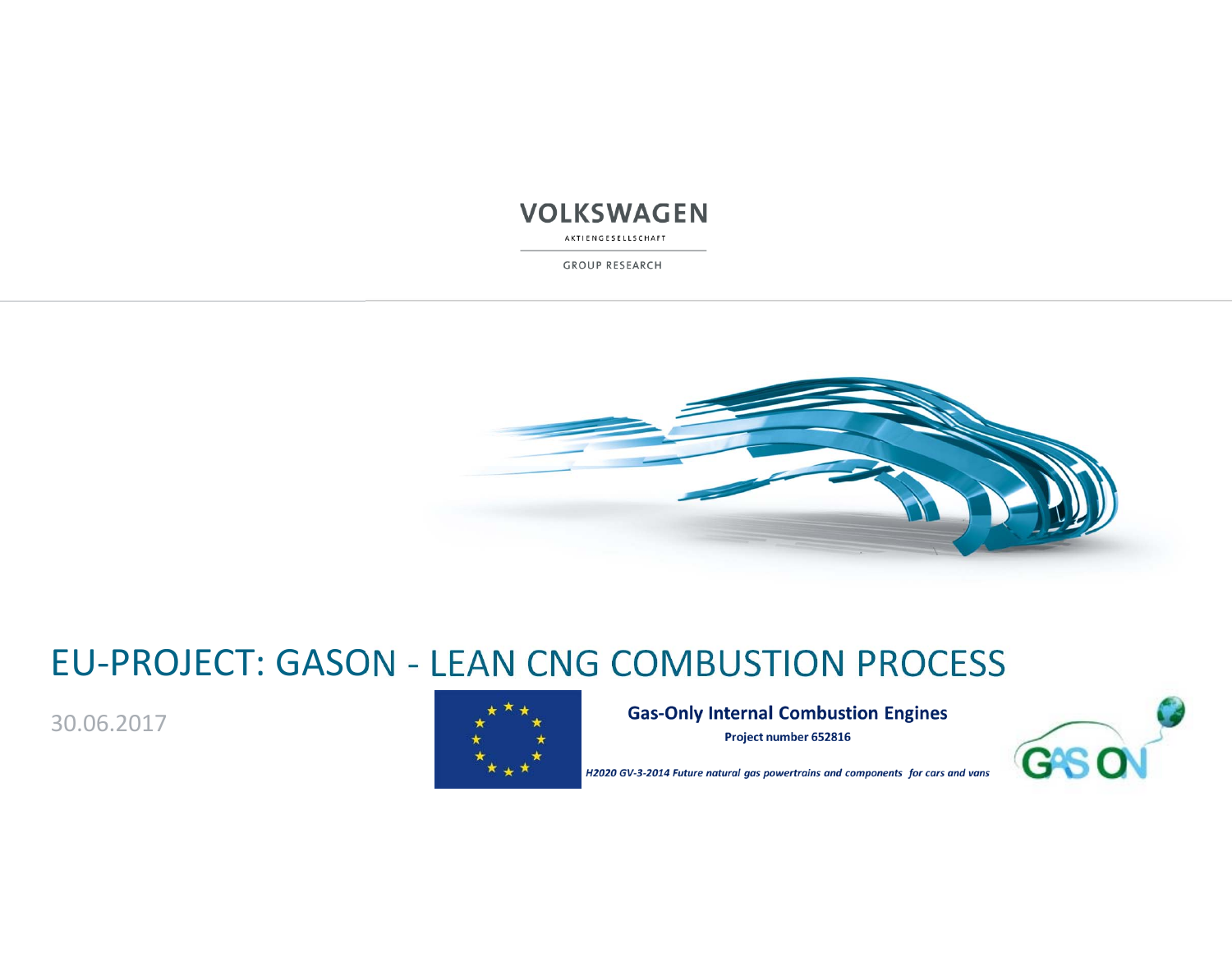VOLKSWAGEN

AKTIENGESELLSCHAFT

GROUP RESEARCH

# EU-PROJECT: GASON - LEAN CNG COMBUSTION PROCESS

30.06.2017

**Gas-Only Internal Combustion Engines**

**Project number 652816**

***H2020 GV-3-2014 Future natural gas powertrains and components for cars and vans***

GAS ON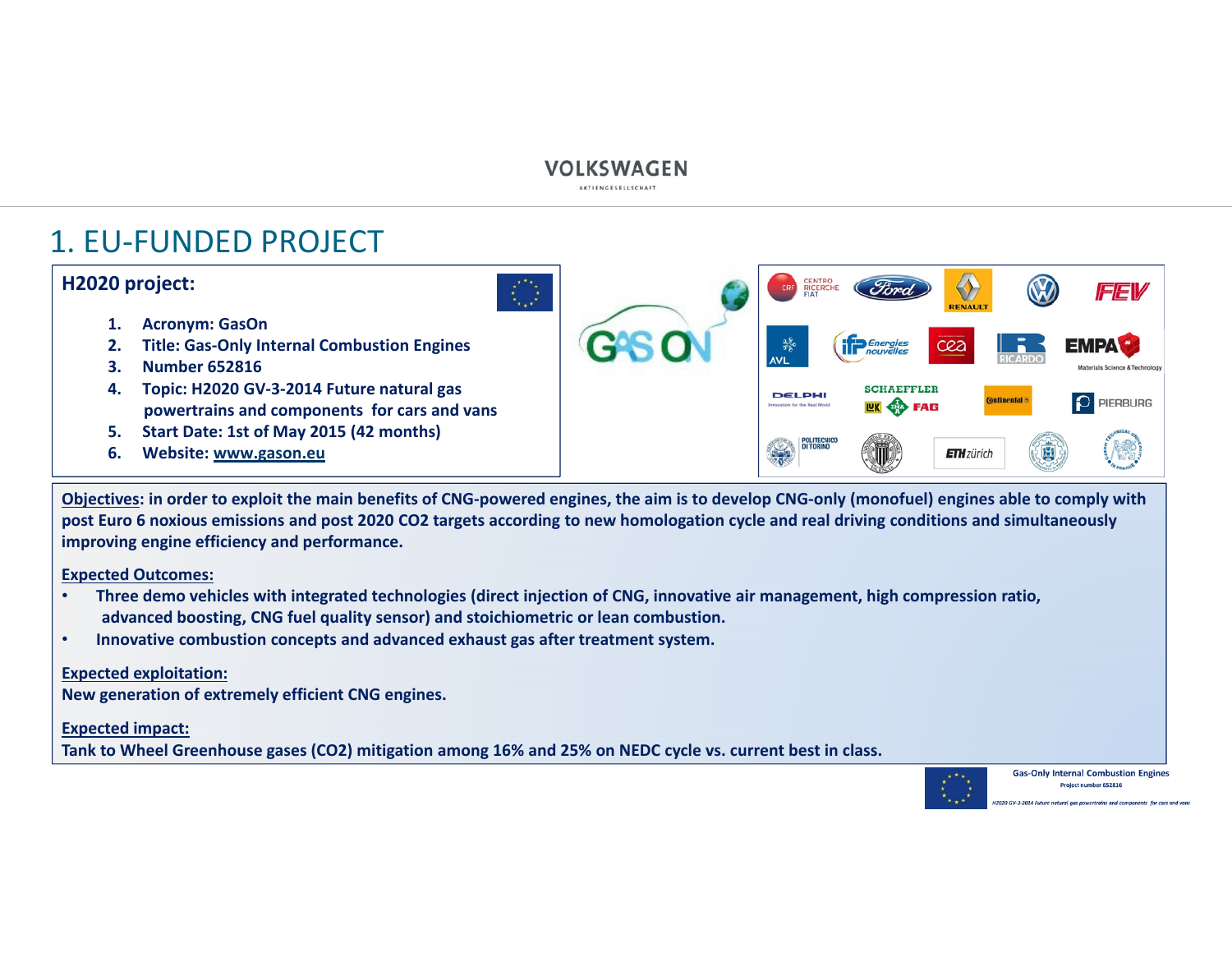# 1. EU-FUNDED PROJECT

**H2020 project:**

1. **Acronym: GasOn**
2. **Title: Gas-Only Internal Combustion Engines**
3. **Number 652816**
4. **Topic: H2020 GV-3-2014 Future natural gas powertrains and components for cars and vans**
5. **Start Date: 1st of May 2015 (42 months)**
6. **Website: www.gason.eu**

**Objectives: in order to exploit the main benefits of CNG-powered engines, the aim is to develop CNG-only (monofuel) engines able to comply with post Euro 6 noxious emissions and post 2020 CO2 targets according to new homologation cycle and real driving conditions and simultaneously improving engine efficiency and performance.**

**Expected Outcomes:**

- **Three demo vehicles with integrated technologies (direct injection of CNG, innovative air management, high compression ratio, advanced boosting, CNG fuel quality sensor) and stoichiometric or lean combustion.**
- **Innovative combustion concepts and advanced exhaust gas after treatment system.**

**Expected exploitation:**

**New generation of extremely efficient CNG engines.**

**Expected impact:**

**Tank to Wheel Greenhouse gases (CO2) mitigation among 16% and 25% on NEDC cycle vs. current best in class.**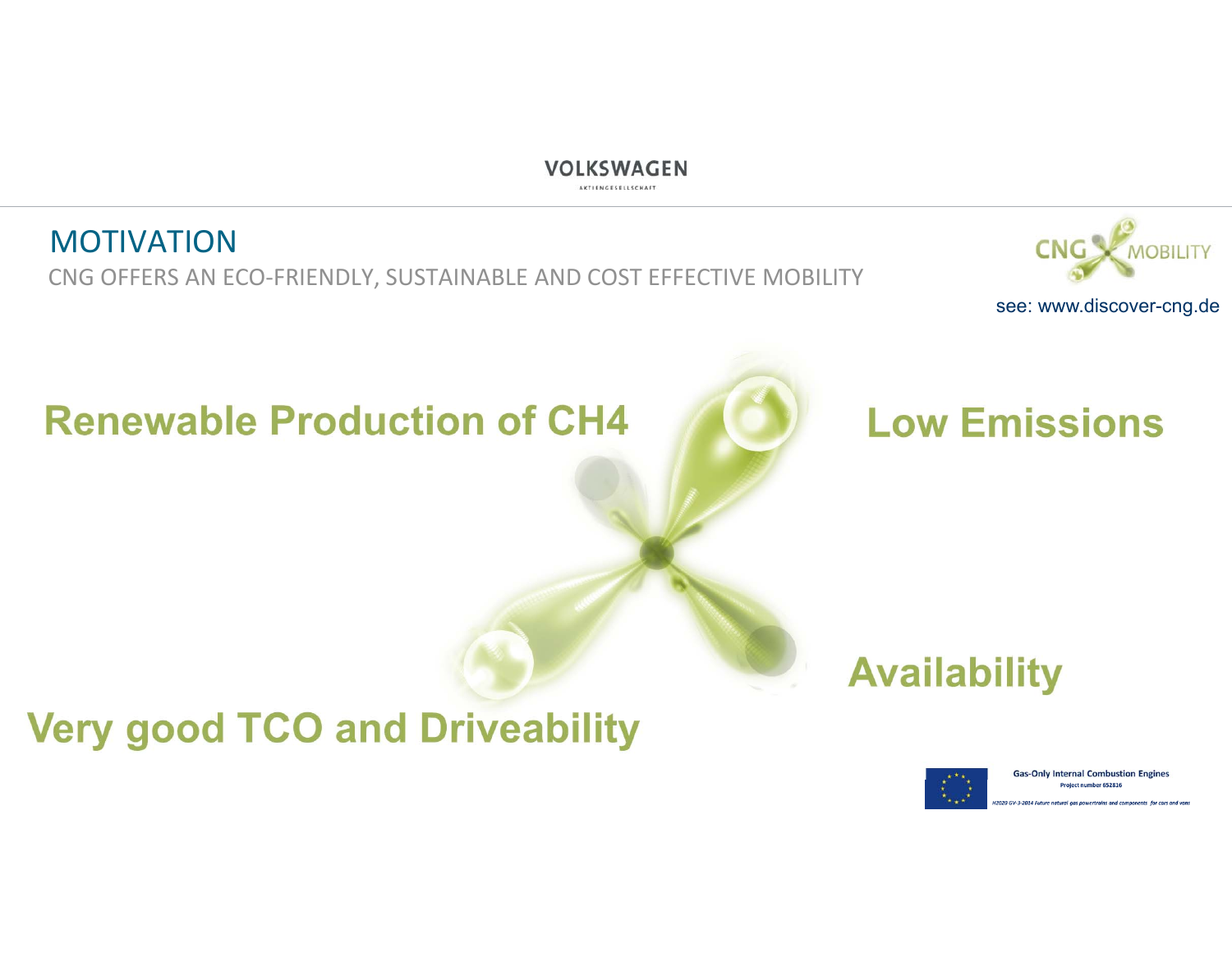# MOTIVATION

CNG OFFERS AN ECO-FRIENDLY, SUSTAINABLE AND COST EFFECTIVE MOBILITY

CNG MOBILITY

see: www.discover-cng.de

**Renewable Production of $CH_4$**

**Low Emissions**

**Availability**

**Very good TCO and Driveability**

Gas-Only Internal Combustion Engines
Project number 652816

H2020 GV-3-2014 Future natural gas powertrains and components for cars and vans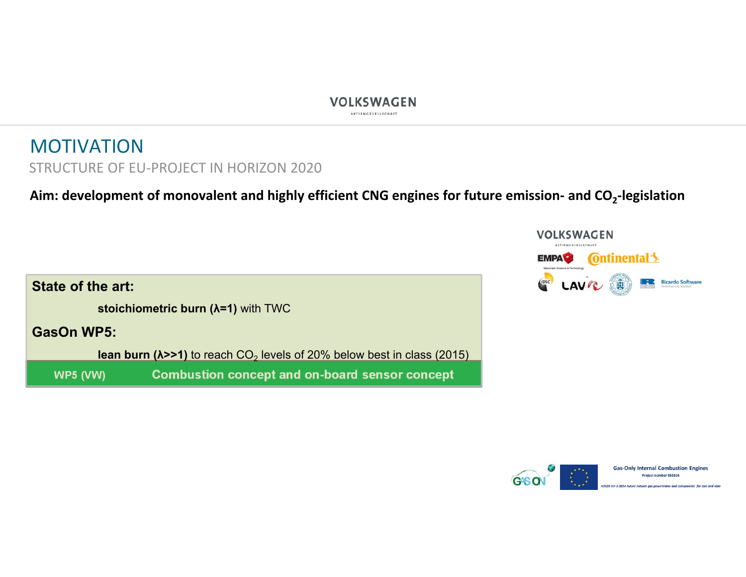# MOTIVATION

## STRUCTURE OF EU-PROJECT IN HORIZON 2020

**Aim: development of monovalent and highly efficient CNG engines for future emission- and $CO_2$-legislation**

**State of the art:**

**stoichiometric burn (λ=1)** with TWC

**GasOn WP5:**

**lean burn (λ>>1)** to reach $CO_2$ levels of 20% below best in class (2015)

**WP5 (VW)** **Combustion concept and on-board sensor concept**

Gas-Only Internal Combustion Engines
Project number 652816

H2020 GV-3-2014 Future natural gas powertrains and components for cars and vans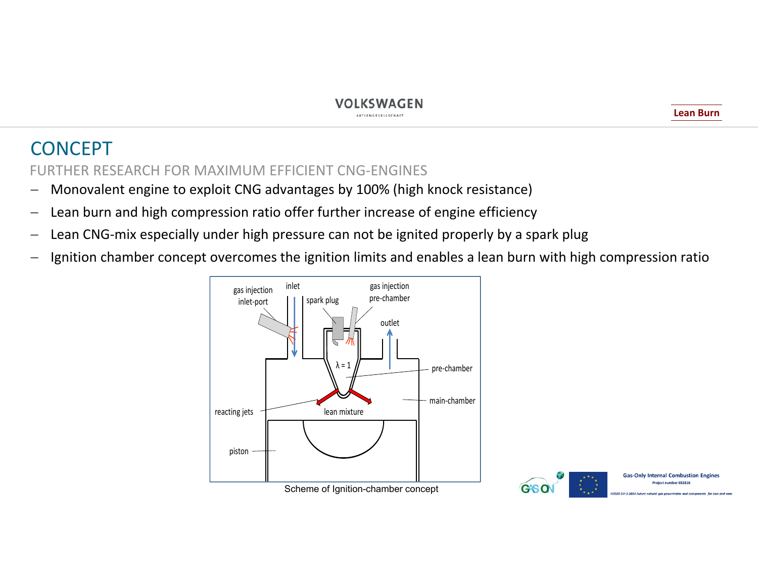# CONCEPT

## FURTHER RESEARCH FOR MAXIMUM EFFICIENT CNG-ENGINES

- Monovalent engine to exploit CNG advantages by 100% (high knock resistance)
- Lean burn and high compression ratio offer further increase of engine efficiency
- Lean CNG-mix especially under high pressure can not be ignited properly by a spark plug
- Ignition chamber concept overcomes the ignition limits and enables a lean burn with high compression ratio

Scheme of Ignition-chamber concept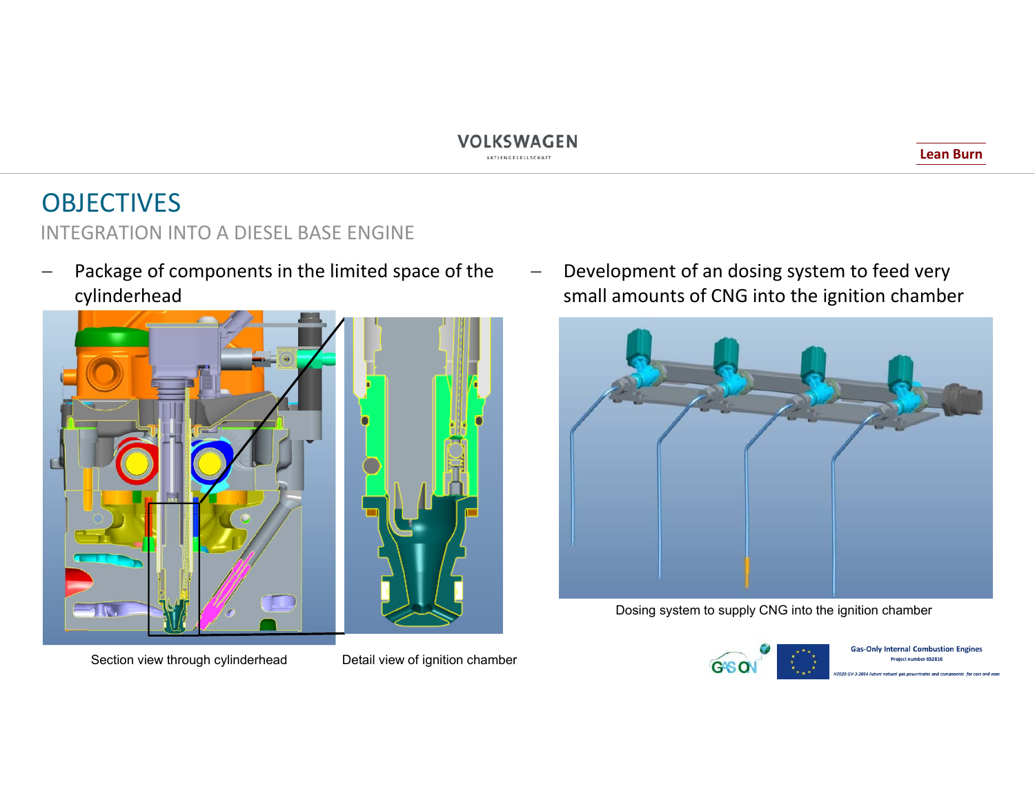# OBJECTIVES

## INTEGRATION INTO A DIESEL BASE ENGINE

- Package of components in the limited space of the cylinderhead

Section view through cylinderhead

Detail view of ignition chamber

- Development of an dosing system to feed very small amounts of CNG into the ignition chamber

Dosing system to supply CNG into the ignition chamber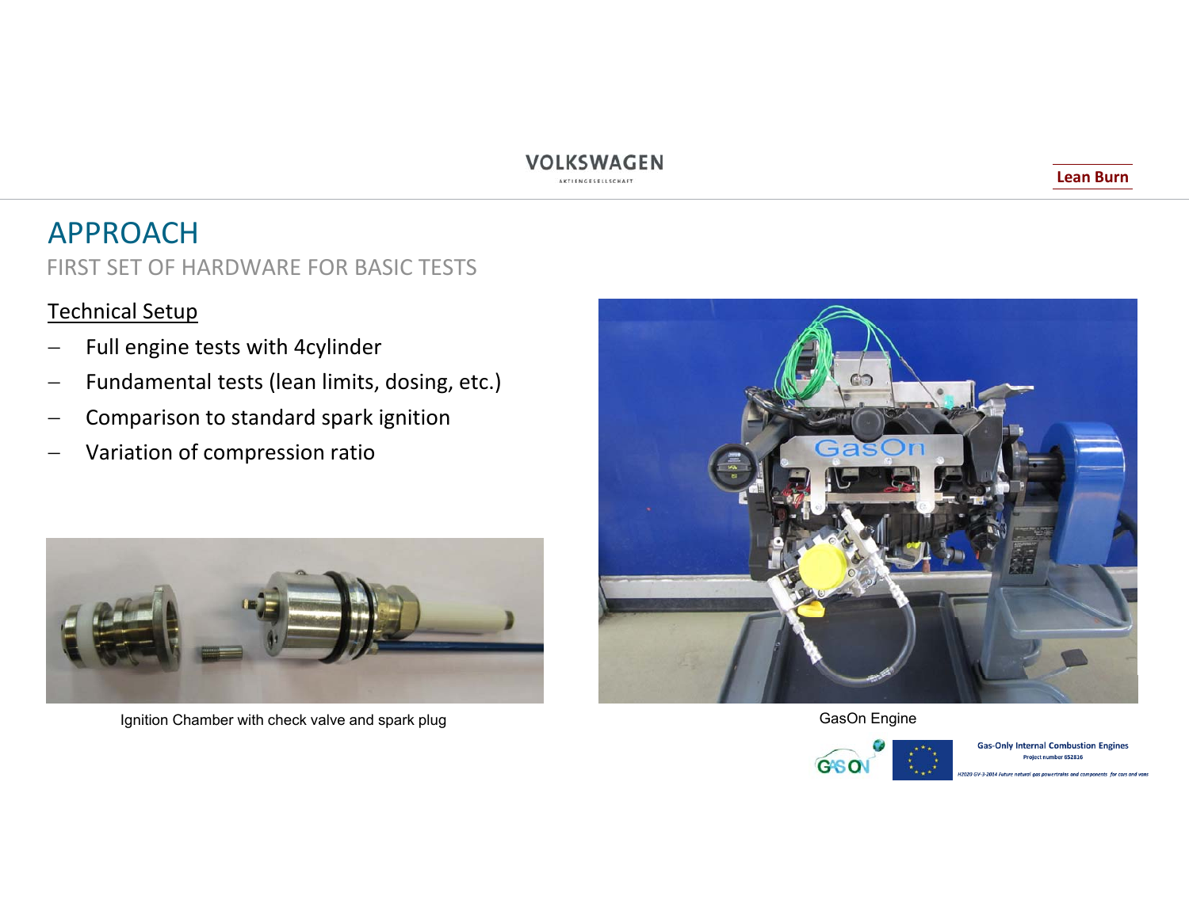# APPROACH

## FIRST SET OF HARDWARE FOR BASIC TESTS

Technical Setup

- Full engine tests with 4cylinder
- Fundamental tests (lean limits, dosing, etc.)
- Comparison to standard spark ignition
- Variation of compression ratio

Ignition Chamber with check valve and spark plug

GasOn Engine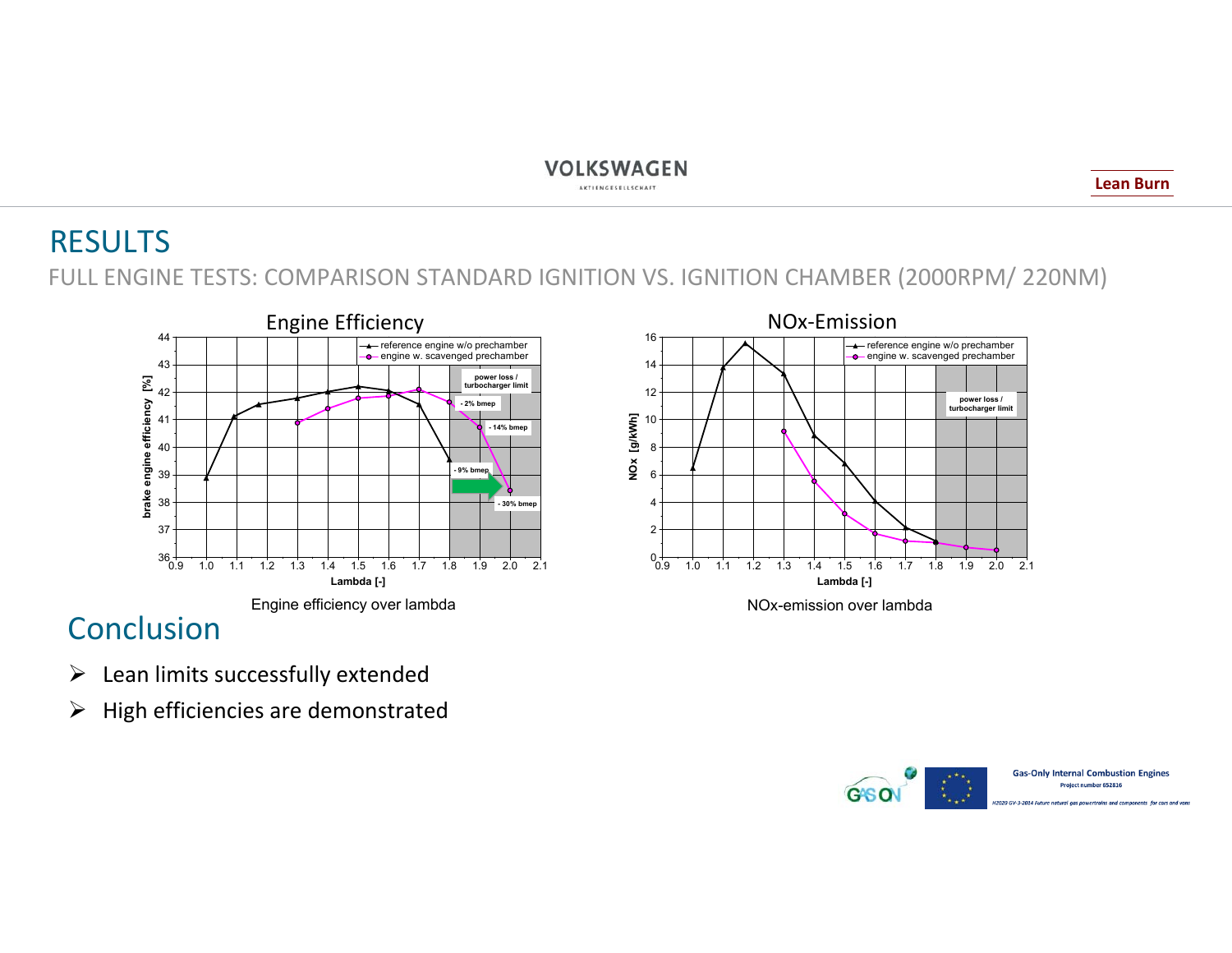# RESULTS

FULL ENGINE TESTS: COMPARISON STANDARD IGNITION VS. IGNITION CHAMBER (2000RPM/ 220NM)

Engine efficiency over lambda

NOx-emission over lambda

## Conclusion

- Lean limits successfully extended
- High efficiencies are demonstrated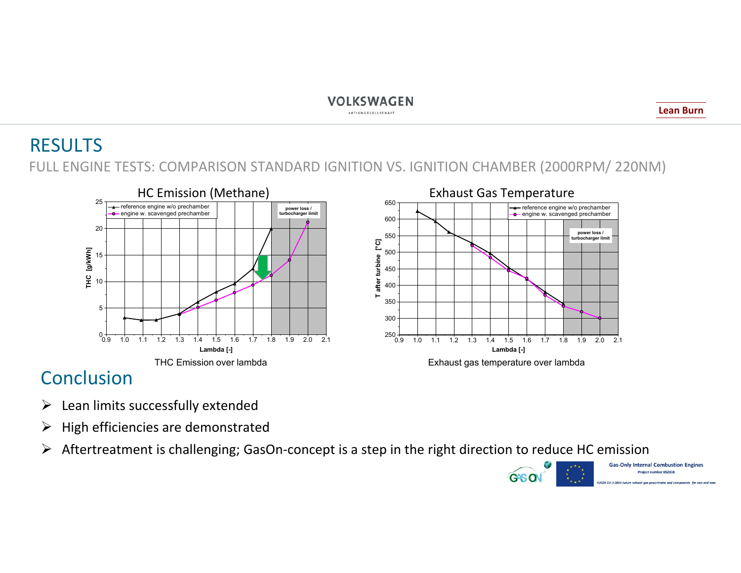# RESULTS

FULL ENGINE TESTS: COMPARISON STANDARD IGNITION VS. IGNITION CHAMBER (2000RPM/ 220NM)

THC Emission over lambda

Exhaust gas temperature over lambda

## Conclusion

- Lean limits successfully extended
- High efficiencies are demonstrated
- Aftertreatment is challenging; GasOn-concept is a step in the right direction to reduce HC emission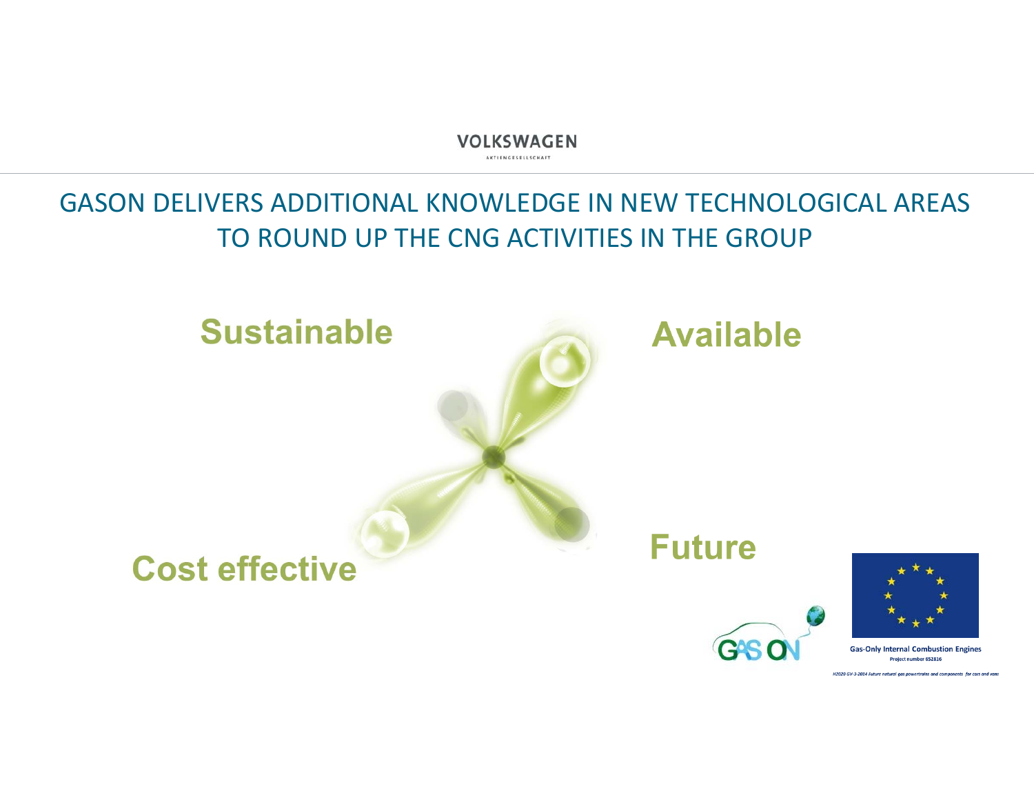VOLKSWAGEN

AKTIENGESELLSCHAFT

# GASON DELIVERS ADDITIONAL KNOWLEDGE IN NEW TECHNOLOGICAL AREAS TO ROUND UP THE CNG ACTIVITIES IN THE GROUP

**Sustainable**

**Available**

**Cost effective**

**Future**

GAS ON

Gas-Only Internal Combustion Engines
Project number 652816

*H2020 GV-3-2014 Future natural gas powertrains and components for cars and vans*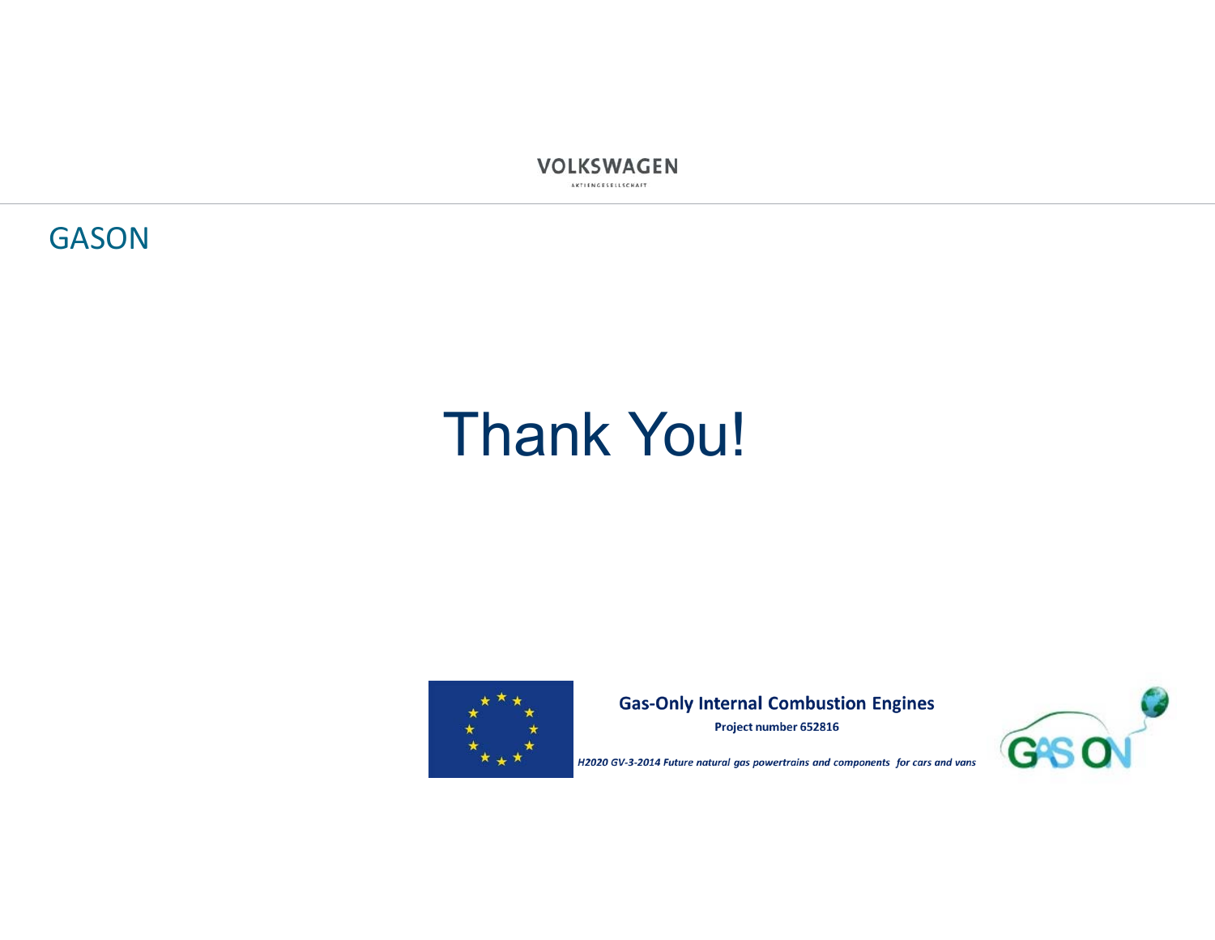VOLKSWAGEN

AKTIENGESELLSCHAFT

GASON

# Thank You!

**Gas-Only Internal Combustion Engines**

**Project number 652816**

***H2020 GV-3-2014 Future natural gas powertrains and components for cars and vans***